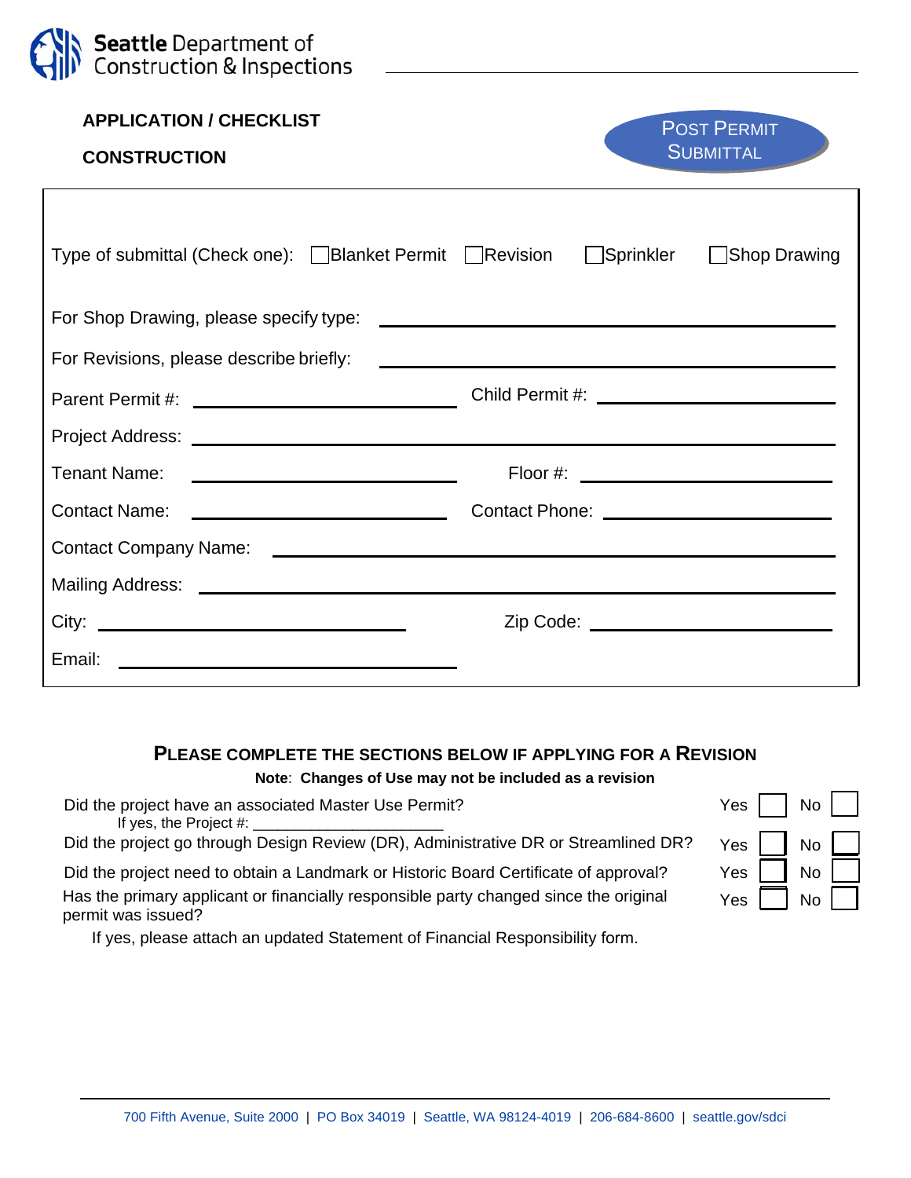**Seattle** Department of Construction & Inspections

**APPLICATION / CHECKLIST**

**CONSTRUCTION**

POST PERMIT SUBMITTAL

Type of submittal (Check one): ☐ Blanket Permit ☐ Revision ☐ Sprinkler ☐ Shop Drawing

For Shop Drawing, please specify type: ____________________

For Revisions, please describe briefly: ____________________

Parent Permit #: ____________________ Child Permit #: ____________________

Project Address: ____________________

Tenant Name: ____________________ Floor #: ____________________

Contact Name: ____________________ Contact Phone: ____________________

Contact Company Name: ____________________

Mailing Address: ____________________

City: ____________________ Zip Code: ____________________

Email: ____________________

## PLEASE COMPLETE THE SECTIONS BELOW IF APPLYING FOR A REVISION

**Note**: **Changes of Use may not be included as a revision**

| Question | Yes | No |
|---|---|---|
| Did the project have an associated Master Use Permit? If yes, the Project #: ______________________ | ☐ | ☐ |
| Did the project go through Design Review (DR), Administrative DR or Streamlined DR? | ☐ | ☐ |
| Did the project need to obtain a Landmark or Historic Board Certificate of approval? | ☐ | ☐ |
| Has the primary applicant or financially responsible party changed since the original permit was issued? | ☐ | ☐ |

If yes, please attach an updated Statement of Financial Responsibility form.

700 Fifth Avenue, Suite 2000 | PO Box 34019 | Seattle, WA 98124-4019 | 206-684-8600 | seattle.gov/sdci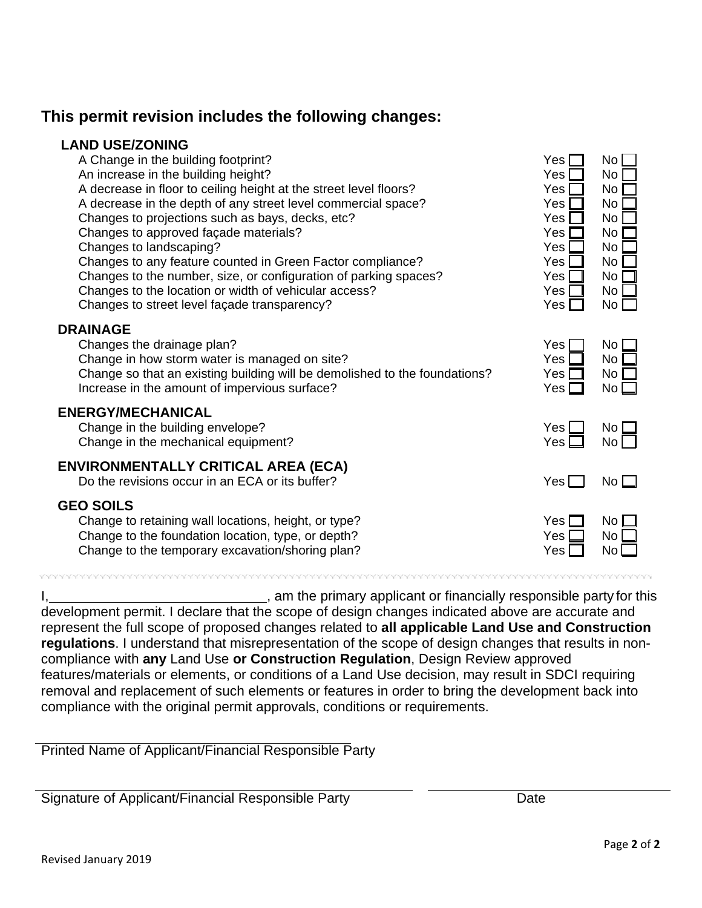## This permit revision includes the following changes:

### LAND USE/ZONING

| | | |
|---|---|---|
| A Change in the building footprint? | Yes ☐ | No ☐ |
| An increase in the building height? | Yes ☐ | No ☐ |
| A decrease in floor to ceiling height at the street level floors? | Yes ☐ | No ☐ |
| A decrease in the depth of any street level commercial space? | Yes ☐ | No ☐ |
| Changes to projections such as bays, decks, etc? | Yes ☐ | No ☐ |
| Changes to approved façade materials? | Yes ☐ | No ☐ |
| Changes to landscaping? | Yes ☐ | No ☐ |
| Changes to any feature counted in Green Factor compliance? | Yes ☐ | No ☐ |
| Changes to the number, size, or configuration of parking spaces? | Yes ☐ | No ☐ |
| Changes to the location or width of vehicular access? | Yes ☐ | No ☐ |
| Changes to street level façade transparency? | Yes ☐ | No ☐ |

### DRAINAGE

| | | |
|---|---|---|
| Changes the drainage plan? | Yes ☐ | No ☐ |
| Change in how storm water is managed on site? | Yes ☐ | No ☐ |
| Change so that an existing building will be demolished to the foundations? | Yes ☐ | No ☐ |
| Increase in the amount of impervious surface? | Yes ☐ | No ☐ |

### ENERGY/MECHANICAL

| | | |
|---|---|---|
| Change in the building envelope? | Yes ☐ | No ☐ |
| Change in the mechanical equipment? | Yes ☐ | No ☐ |

### ENVIRONMENTALLY CRITICAL AREA (ECA)

| | | |
|---|---|---|
| Do the revisions occur in an ECA or its buffer? | Yes ☐ | No ☐ |

### GEO SOILS

| | | |
|---|---|---|
| Change to retaining wall locations, height, or type? | Yes ☐ | No ☐ |
| Change to the foundation location, type, or depth? | Yes ☐ | No ☐ |
| Change to the temporary excavation/shoring plan? | Yes ☐ | No ☐ |

---

I,____________________________, am the primary applicant or financially responsible party for this development permit. I declare that the scope of design changes indicated above are accurate and represent the full scope of proposed changes related to **all applicable Land Use and Construction regulations**. I understand that misrepresentation of the scope of design changes that results in non-compliance with **any** Land Use **or Construction Regulation**, Design Review approved features/materials or elements, or conditions of a Land Use decision, may result in SDCI requiring removal and replacement of such elements or features in order to bring the development back into compliance with the original permit approvals, conditions or requirements.

______________________________________
Printed Name of Applicant/Financial Responsible Party

______________________________________ ____________________
Signature of Applicant/Financial Responsible Party Date

Revised January 2019